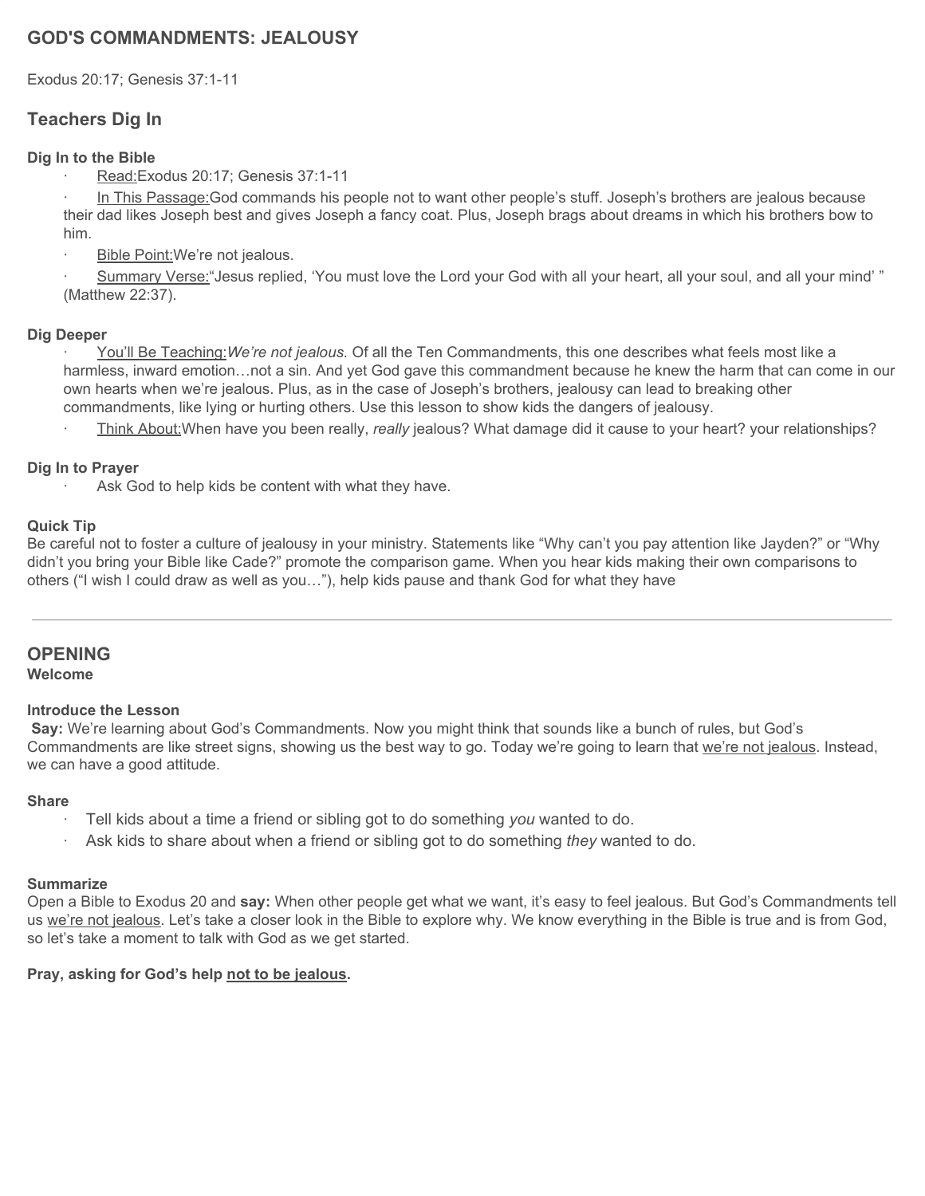# GOD'S COMMANDMENTS: JEALOUSY

Exodus 20:17; Genesis 37:1-11

## Teachers Dig In

### Dig In to the Bible

- Read: Exodus 20:17; Genesis 37:1-11
- In This Passage: God commands his people not to want other people's stuff. Joseph's brothers are jealous because their dad likes Joseph best and gives Joseph a fancy coat. Plus, Joseph brags about dreams in which his brothers bow to him.
- Bible Point: We're not jealous.
- Summary Verse: "Jesus replied, 'You must love the Lord your God with all your heart, all your soul, and all your mind' " (Matthew 22:37).

### Dig Deeper

- You'll Be Teaching: *We're not jealous.* Of all the Ten Commandments, this one describes what feels most like a harmless, inward emotion…not a sin. And yet God gave this commandment because he knew the harm that can come in our own hearts when we're jealous. Plus, as in the case of Joseph's brothers, jealousy can lead to breaking other commandments, like lying or hurting others. Use this lesson to show kids the dangers of jealousy.
- Think About: When have you been really, *really* jealous? What damage did it cause to your heart? your relationships?

### Dig In to Prayer

- Ask God to help kids be content with what they have.

### Quick Tip

Be careful not to foster a culture of jealousy in your ministry. Statements like "Why can't you pay attention like Jayden?" or "Why didn't you bring your Bible like Cade?" promote the comparison game. When you hear kids making their own comparisons to others ("I wish I could draw as well as you…"), help kids pause and thank God for what they have

---

## OPENING

**Welcome**

### Introduce the Lesson

**Say:** We're learning about God's Commandments. Now you might think that sounds like a bunch of rules, but God's Commandments are like street signs, showing us the best way to go. Today we're going to learn that we're not jealous. Instead, we can have a good attitude.

### Share

- Tell kids about a time a friend or sibling got to do something *you* wanted to do.
- Ask kids to share about when a friend or sibling got to do something *they* wanted to do.

### Summarize

Open a Bible to Exodus 20 and **say:** When other people get what we want, it's easy to feel jealous. But God's Commandments tell us we're not jealous. Let's take a closer look in the Bible to explore why. We know everything in the Bible is true and is from God, so let's take a moment to talk with God as we get started.

**Pray, asking for God's help not to be jealous.**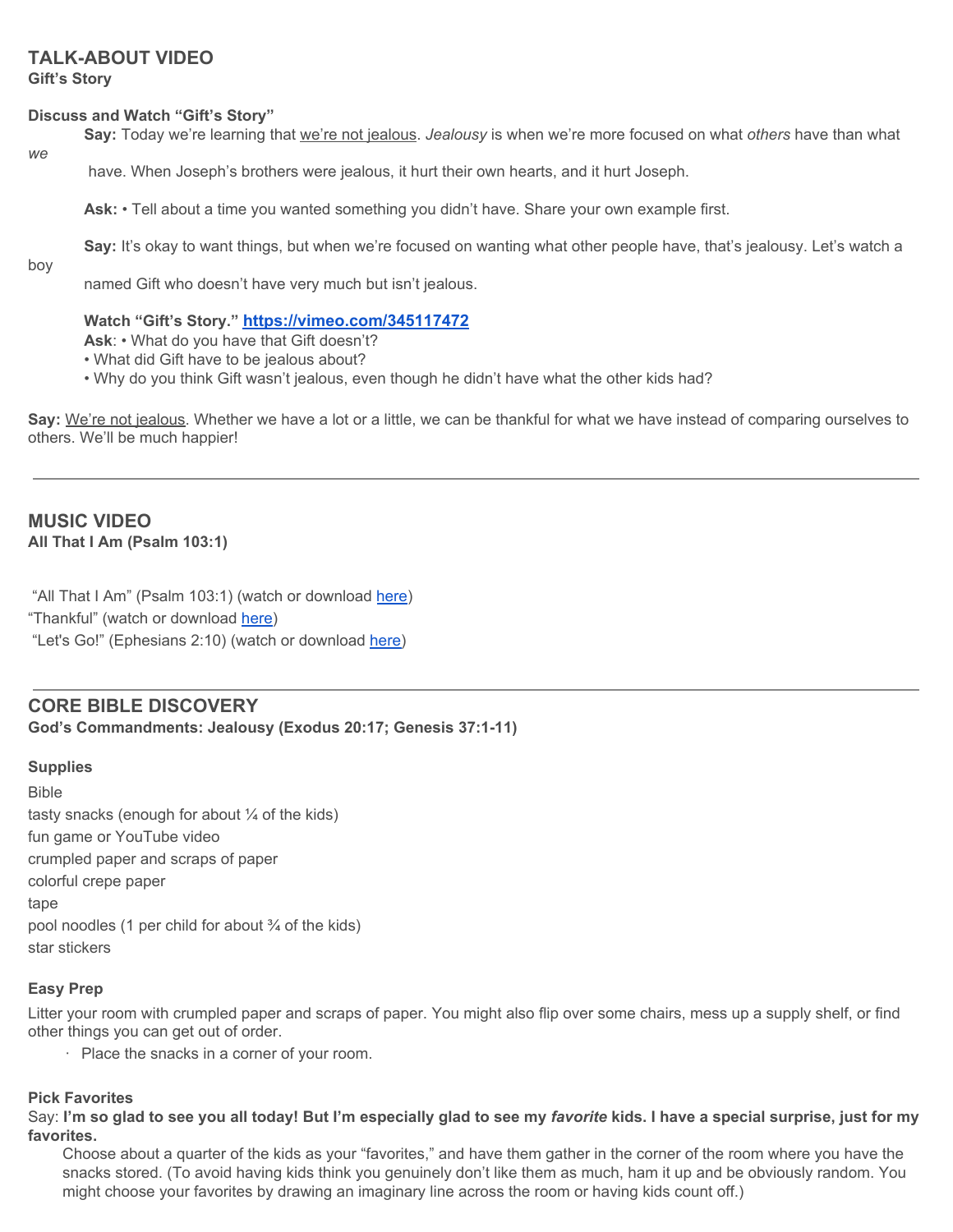## TALK-ABOUT VIDEO

**Gift's Story**

**Discuss and Watch "Gift's Story"**

**Say:** Today we're learning that <u>we're not jealous</u>. *Jealousy* is when we're more focused on what *others* have than what *we* have. When Joseph's brothers were jealous, it hurt their own hearts, and it hurt Joseph.

**Ask:** • Tell about a time you wanted something you didn't have. Share your own example first.

**Say:** It's okay to want things, but when we're focused on wanting what other people have, that's jealousy. Let's watch a boy named Gift who doesn't have very much but isn't jealous.

**Watch "Gift's Story." https://vimeo.com/345117472**

**Ask**: • What do you have that Gift doesn't?
• What did Gift have to be jealous about?
• Why do you think Gift wasn't jealous, even though he didn't have what the other kids had?

**Say:** <u>We're not jealous</u>. Whether we have a lot or a little, we can be thankful for what we have instead of comparing ourselves to others. We'll be much happier!

---

## MUSIC VIDEO

**All That I Am (Psalm 103:1)**

"All That I Am" (Psalm 103:1) (watch or download here)
"Thankful" (watch or download here)
"Let's Go!" (Ephesians 2:10) (watch or download here)

---

## CORE BIBLE DISCOVERY

**God's Commandments: Jealousy (Exodus 20:17; Genesis 37:1-11)**

**Supplies**

Bible
tasty snacks (enough for about ¼ of the kids)
fun game or YouTube video
crumpled paper and scraps of paper
colorful crepe paper
tape
pool noodles (1 per child for about ¾ of the kids)
star stickers

**Easy Prep**

Litter your room with crumpled paper and scraps of paper. You might also flip over some chairs, mess up a supply shelf, or find other things you can get out of order.

- Place the snacks in a corner of your room.

**Pick Favorites**

Say: **I'm so glad to see you all today! But I'm especially glad to see my *favorite* kids. I have a special surprise, just for my favorites.**

Choose about a quarter of the kids as your "favorites," and have them gather in the corner of the room where you have the snacks stored. (To avoid having kids think you genuinely don't like them as much, ham it up and be obviously random. You might choose your favorites by drawing an imaginary line across the room or having kids count off.)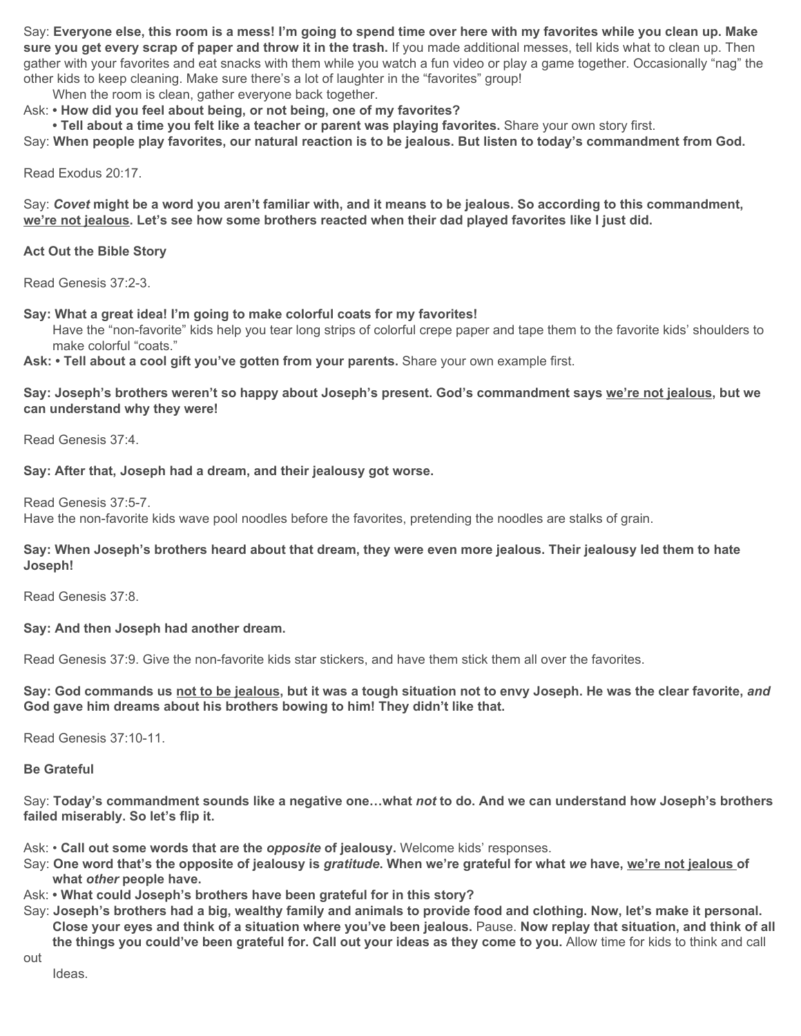Say: **Everyone else, this room is a mess! I'm going to spend time over here with my favorites while you clean up. Make sure you get every scrap of paper and throw it in the trash.** If you made additional messes, tell kids what to clean up. Then gather with your favorites and eat snacks with them while you watch a fun video or play a game together. Occasionally "nag" the other kids to keep cleaning. Make sure there's a lot of laughter in the "favorites" group!

When the room is clean, gather everyone back together.

Ask: **• How did you feel about being, or not being, one of my favorites?**

**• Tell about a time you felt like a teacher or parent was playing favorites.** Share your own story first.

Say: **When people play favorites, our natural reaction is to be jealous. But listen to today's commandment from God.**

Read Exodus 20:17.

Say: ***Covet* might be a word you aren't familiar with, and it means to be jealous. So according to this commandment, <u>we're not jealous</u>. Let's see how some brothers reacted when their dad played favorites like I just did.**

**Act Out the Bible Story**

Read Genesis 37:2-3.

**Say: What a great idea! I'm going to make colorful coats for my favorites!**

Have the "non-favorite" kids help you tear long strips of colorful crepe paper and tape them to the favorite kids' shoulders to make colorful "coats."

**Ask: • Tell about a cool gift you've gotten from your parents.** Share your own example first.

**Say: Joseph's brothers weren't so happy about Joseph's present. God's commandment says <u>we're not jealous</u>, but we can understand why they were!**

Read Genesis 37:4.

**Say: After that, Joseph had a dream, and their jealousy got worse.**

Read Genesis 37:5-7.
Have the non-favorite kids wave pool noodles before the favorites, pretending the noodles are stalks of grain.

**Say: When Joseph's brothers heard about that dream, they were even more jealous. Their jealousy led them to hate Joseph!**

Read Genesis 37:8.

**Say: And then Joseph had another dream.**

Read Genesis 37:9. Give the non-favorite kids star stickers, and have them stick them all over the favorites.

**Say: God commands us <u>not to be jealous</u>, but it was a tough situation not to envy Joseph. He was the clear favorite, *and* God gave him dreams about his brothers bowing to him! They didn't like that.**

Read Genesis 37:10-11.

**Be Grateful**

Say: **Today's commandment sounds like a negative one…what *not* to do. And we can understand how Joseph's brothers failed miserably. So let's flip it.**

Ask: • **Call out some words that are the *opposite* of jealousy.** Welcome kids' responses.

Say: **One word that's the opposite of jealousy is *gratitude*. When we're grateful for what *we* have, <u>we're not jealous</u> of what *other* people have.**

Ask: **• What could Joseph's brothers have been grateful for in this story?**

Say: **Joseph's brothers had a big, wealthy family and animals to provide food and clothing. Now, let's make it personal. Close your eyes and think of a situation where you've been jealous.** Pause. **Now replay that situation, and think of all the things you could've been grateful for. Call out your ideas as they come to you.** Allow time for kids to think and call out Ideas.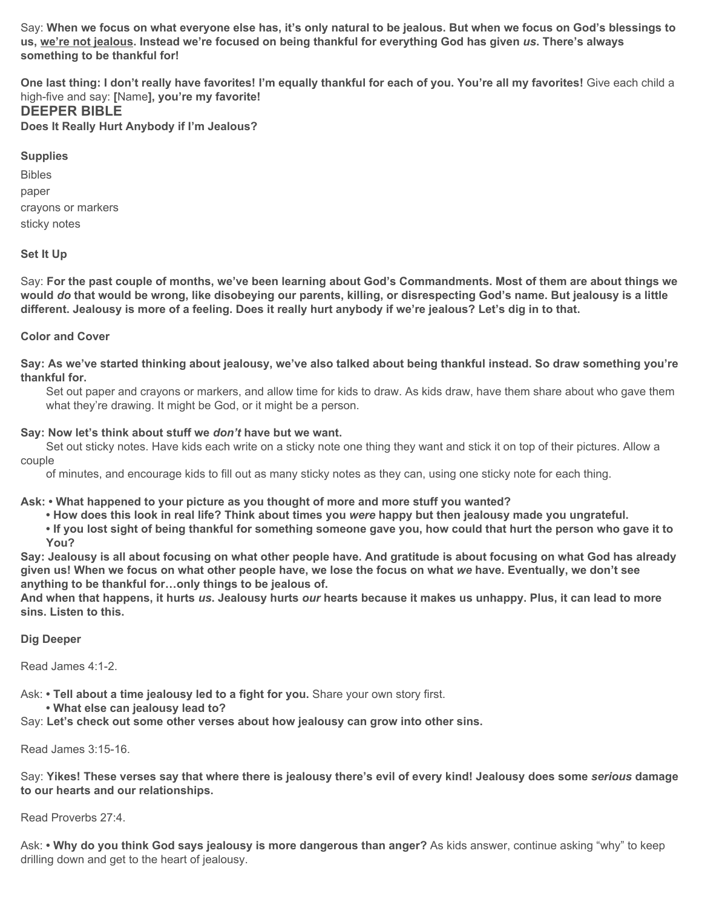Say: **When we focus on what everyone else has, it's only natural to be jealous. But when we focus on God's blessings to us, <u>we're not jealous</u>. Instead we're focused on being thankful for everything God has given *us*. There's always something to be thankful for!**

**One last thing: I don't really have favorites! I'm equally thankful for each of you. You're all my favorites!** Give each child a high-five and say: **[**Name**], you're my favorite!**

## DEEPER BIBLE

**Does It Really Hurt Anybody if I'm Jealous?**

**Supplies**

Bibles

paper

crayons or markers

sticky notes

**Set It Up**

Say: **For the past couple of months, we've been learning about God's Commandments. Most of them are about things we would *do* that would be wrong, like disobeying our parents, killing, or disrespecting God's name. But jealousy is a little different. Jealousy is more of a feeling. Does it really hurt anybody if we're jealous? Let's dig in to that.**

**Color and Cover**

**Say: As we've started thinking about jealousy, we've also talked about being thankful instead. So draw something you're thankful for.**

Set out paper and crayons or markers, and allow time for kids to draw. As kids draw, have them share about who gave them what they're drawing. It might be God, or it might be a person.

**Say: Now let's think about stuff we *don't* have but we want.**

Set out sticky notes. Have kids each write on a sticky note one thing they want and stick it on top of their pictures. Allow a couple of minutes, and encourage kids to fill out as many sticky notes as they can, using one sticky note for each thing.

**Ask: • What happened to your picture as you thought of more and more stuff you wanted?**

**• How does this look in real life? Think about times you *were* happy but then jealousy made you ungrateful.**

**• If you lost sight of being thankful for something someone gave you, how could that hurt the person who gave it to You?**

**Say: Jealousy is all about focusing on what other people have. And gratitude is about focusing on what God has already given us! When we focus on what other people have, we lose the focus on what *we* have. Eventually, we don't see anything to be thankful for…only things to be jealous of.**

**And when that happens, it hurts *us*. Jealousy hurts *our* hearts because it makes us unhappy. Plus, it can lead to more sins. Listen to this.**

**Dig Deeper**

Read James 4:1-2.

Ask: **• Tell about a time jealousy led to a fight for you.** Share your own story first.

**• What else can jealousy lead to?**

Say: **Let's check out some other verses about how jealousy can grow into other sins.**

Read James 3:15-16.

Say: **Yikes! These verses say that where there is jealousy there's evil of every kind! Jealousy does some *serious* damage to our hearts and our relationships.**

Read Proverbs 27:4.

Ask: **• Why do you think God says jealousy is more dangerous than anger?** As kids answer, continue asking "why" to keep drilling down and get to the heart of jealousy.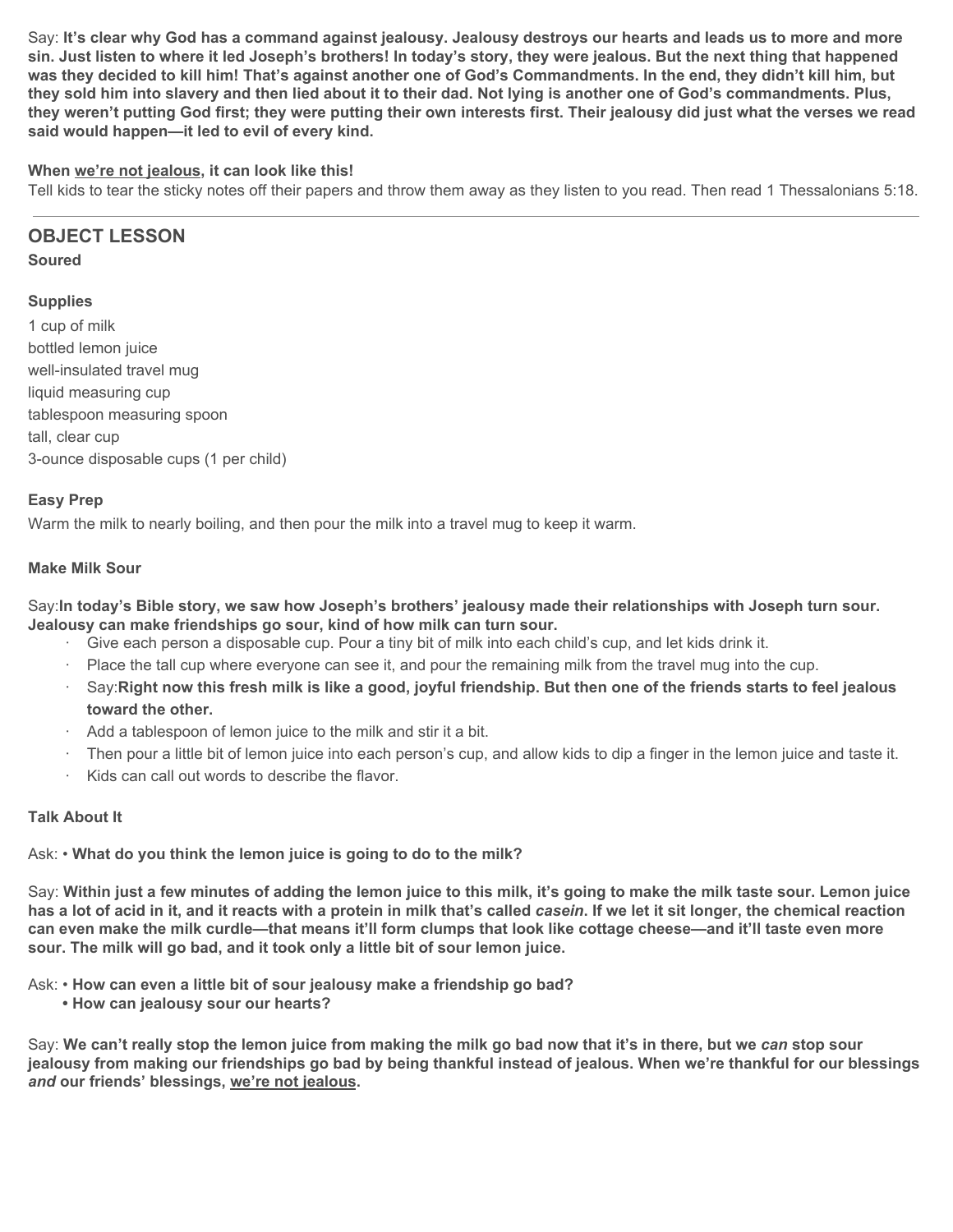Say: **It's clear why God has a command against jealousy. Jealousy destroys our hearts and leads us to more and more sin. Just listen to where it led Joseph's brothers! In today's story, they were jealous. But the next thing that happened was they decided to kill him! That's against another one of God's Commandments. In the end, they didn't kill him, but they sold him into slavery and then lied about it to their dad. Not lying is another one of God's commandments. Plus, they weren't putting God first; they were putting their own interests first. Their jealousy did just what the verses we read said would happen—it led to evil of every kind.**

**When <u>we're not jealous</u>, it can look like this!**

Tell kids to tear the sticky notes off their papers and throw them away as they listen to you read. Then read 1 Thessalonians 5:18.

---

## OBJECT LESSON

**Soured**

**Supplies**

1 cup of milk
bottled lemon juice
well-insulated travel mug
liquid measuring cup
tablespoon measuring spoon
tall, clear cup
3-ounce disposable cups (1 per child)

**Easy Prep**

Warm the milk to nearly boiling, and then pour the milk into a travel mug to keep it warm.

**Make Milk Sour**

Say:**In today's Bible story, we saw how Joseph's brothers' jealousy made their relationships with Joseph turn sour. Jealousy can make friendships go sour, kind of how milk can turn sour.**

- Give each person a disposable cup. Pour a tiny bit of milk into each child's cup, and let kids drink it.
- Place the tall cup where everyone can see it, and pour the remaining milk from the travel mug into the cup.
- Say:**Right now this fresh milk is like a good, joyful friendship. But then one of the friends starts to feel jealous toward the other.**
- Add a tablespoon of lemon juice to the milk and stir it a bit.
- Then pour a little bit of lemon juice into each person's cup, and allow kids to dip a finger in the lemon juice and taste it.
- Kids can call out words to describe the flavor.

**Talk About It**

Ask: • **What do you think the lemon juice is going to do to the milk?**

Say: **Within just a few minutes of adding the lemon juice to this milk, it's going to make the milk taste sour. Lemon juice has a lot of acid in it, and it reacts with a protein in milk that's called *casein*. If we let it sit longer, the chemical reaction can even make the milk curdle—that means it'll form clumps that look like cottage cheese—and it'll taste even more sour. The milk will go bad, and it took only a little bit of sour lemon juice.**

Ask: • **How can even a little bit of sour jealousy make a friendship go bad?**
• **How can jealousy sour our hearts?**

Say: **We can't really stop the lemon juice from making the milk go bad now that it's in there, but we *can* stop sour jealousy from making our friendships go bad by being thankful instead of jealous. When we're thankful for our blessings *and* our friends' blessings, <u>we're not jealous</u>.**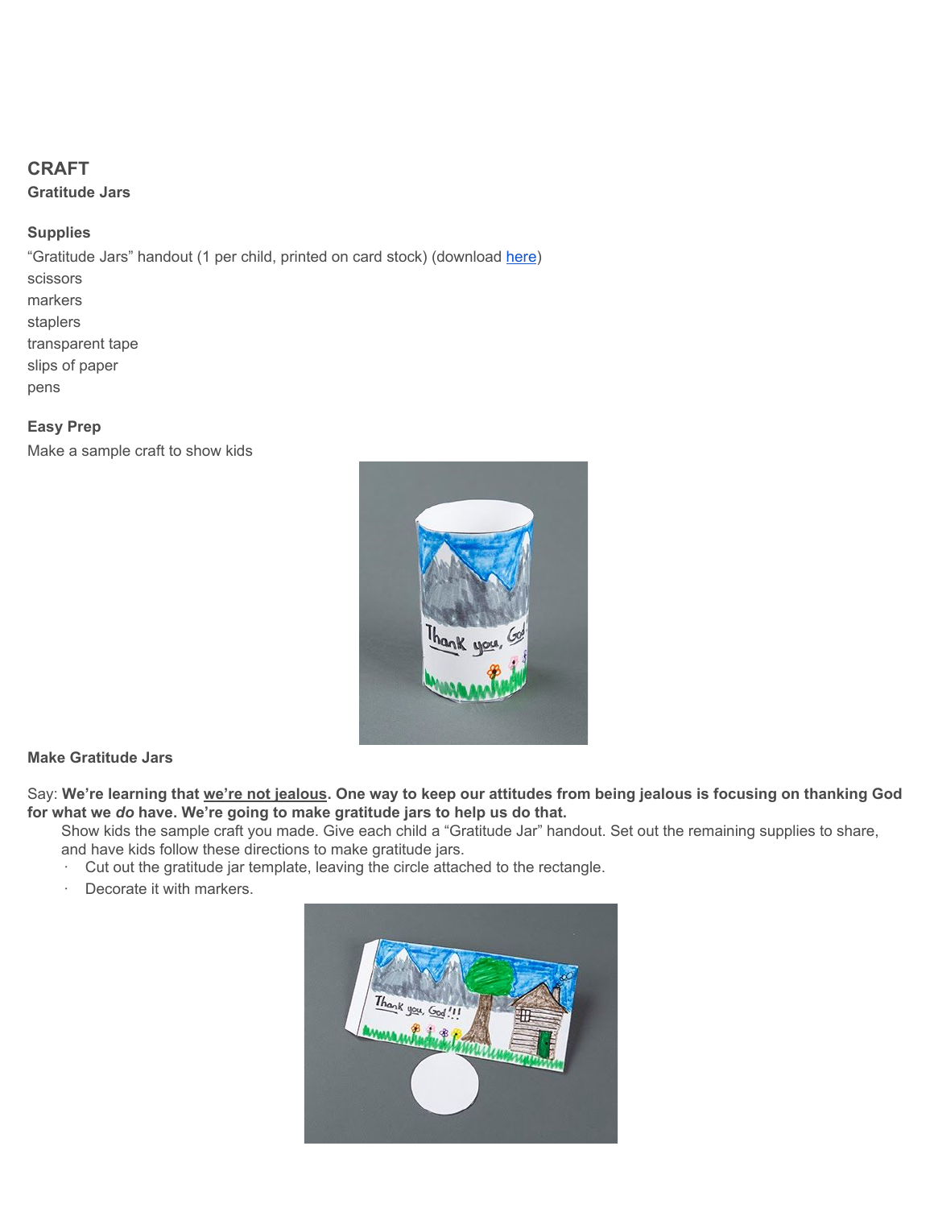## CRAFT

### Gratitude Jars

**Supplies**

"Gratitude Jars" handout (1 per child, printed on card stock) (download [here](here))
scissors
markers
staplers
transparent tape
slips of paper
pens

**Easy Prep**

Make a sample craft to show kids

**Make Gratitude Jars**

Say: **We're learning that <u>we're not jealous</u>. One way to keep our attitudes from being jealous is focusing on thanking God for what we *do* have. We're going to make gratitude jars to help us do that.**

Show kids the sample craft you made. Give each child a "Gratitude Jar" handout. Set out the remaining supplies to share, and have kids follow these directions to make gratitude jars.

- Cut out the gratitude jar template, leaving the circle attached to the rectangle.
- Decorate it with markers.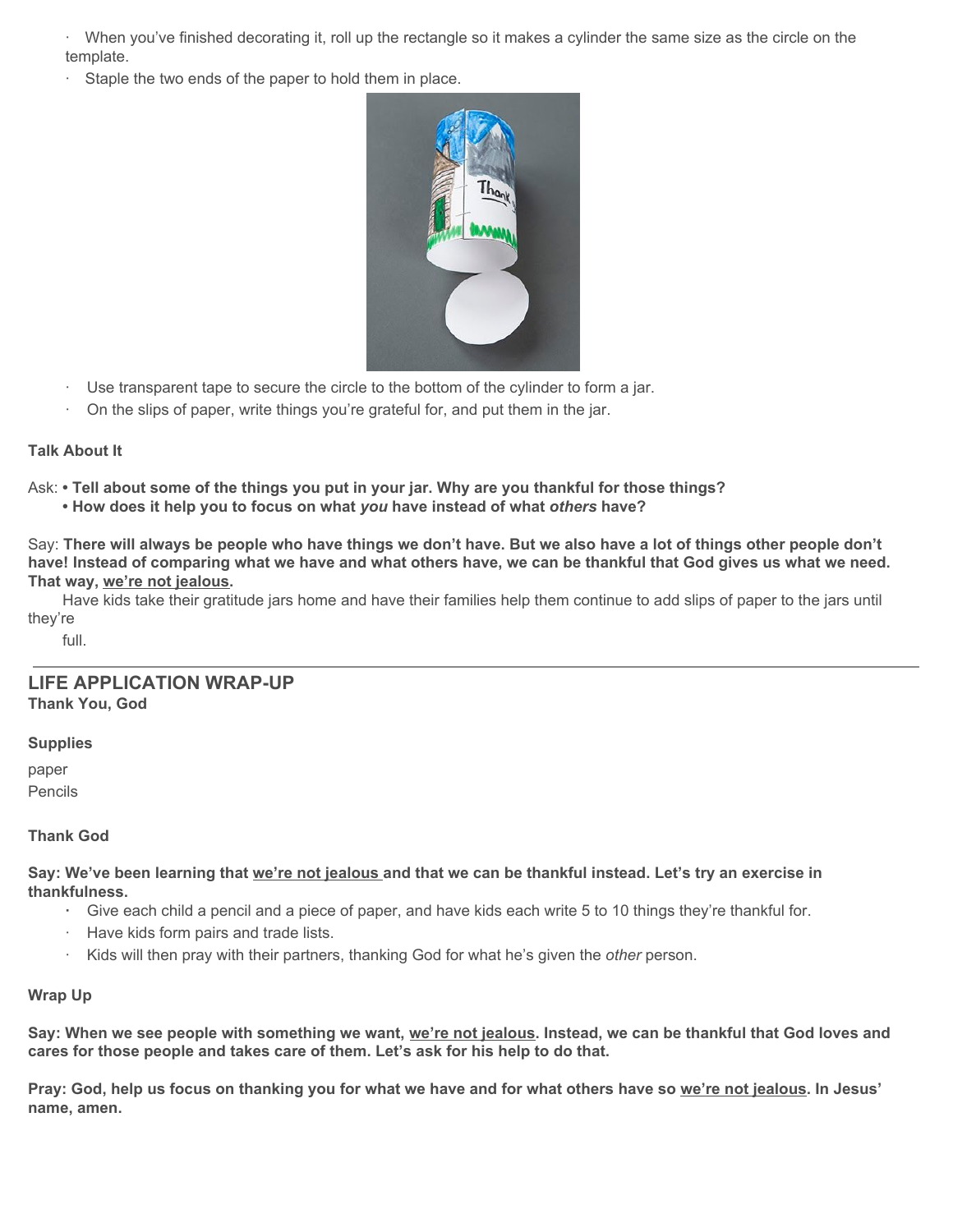- When you've finished decorating it, roll up the rectangle so it makes a cylinder the same size as the circle on the template.
- Staple the two ends of the paper to hold them in place.

- Use transparent tape to secure the circle to the bottom of the cylinder to form a jar.
- On the slips of paper, write things you're grateful for, and put them in the jar.

**Talk About It**

Ask: **• Tell about some of the things you put in your jar. Why are you thankful for those things?**
**• How does it help you to focus on what *you* have instead of what *others* have?**

Say: **There will always be people who have things we don't have. But we also have a lot of things other people don't have! Instead of comparing what we have and what others have, we can be thankful that God gives us what we need. That way, <u>we're not jealous</u>.**

Have kids take their gratitude jars home and have their families help them continue to add slips of paper to the jars until they're full.

---

## LIFE APPLICATION WRAP-UP

**Thank You, God**

**Supplies**

paper
Pencils

**Thank God**

**Say: We've been learning that <u>we're not jealous</u> and that we can be thankful instead. Let's try an exercise in thankfulness.**

- Give each child a pencil and a piece of paper, and have kids each write 5 to 10 things they're thankful for.
- Have kids form pairs and trade lists.
- Kids will then pray with their partners, thanking God for what he's given the *other* person.

**Wrap Up**

**Say: When we see people with something we want, <u>we're not jealous</u>. Instead, we can be thankful that God loves and cares for those people and takes care of them. Let's ask for his help to do that.**

**Pray: God, help us focus on thanking you for what we have and for what others have so <u>we're not jealous</u>. In Jesus' name, amen.**